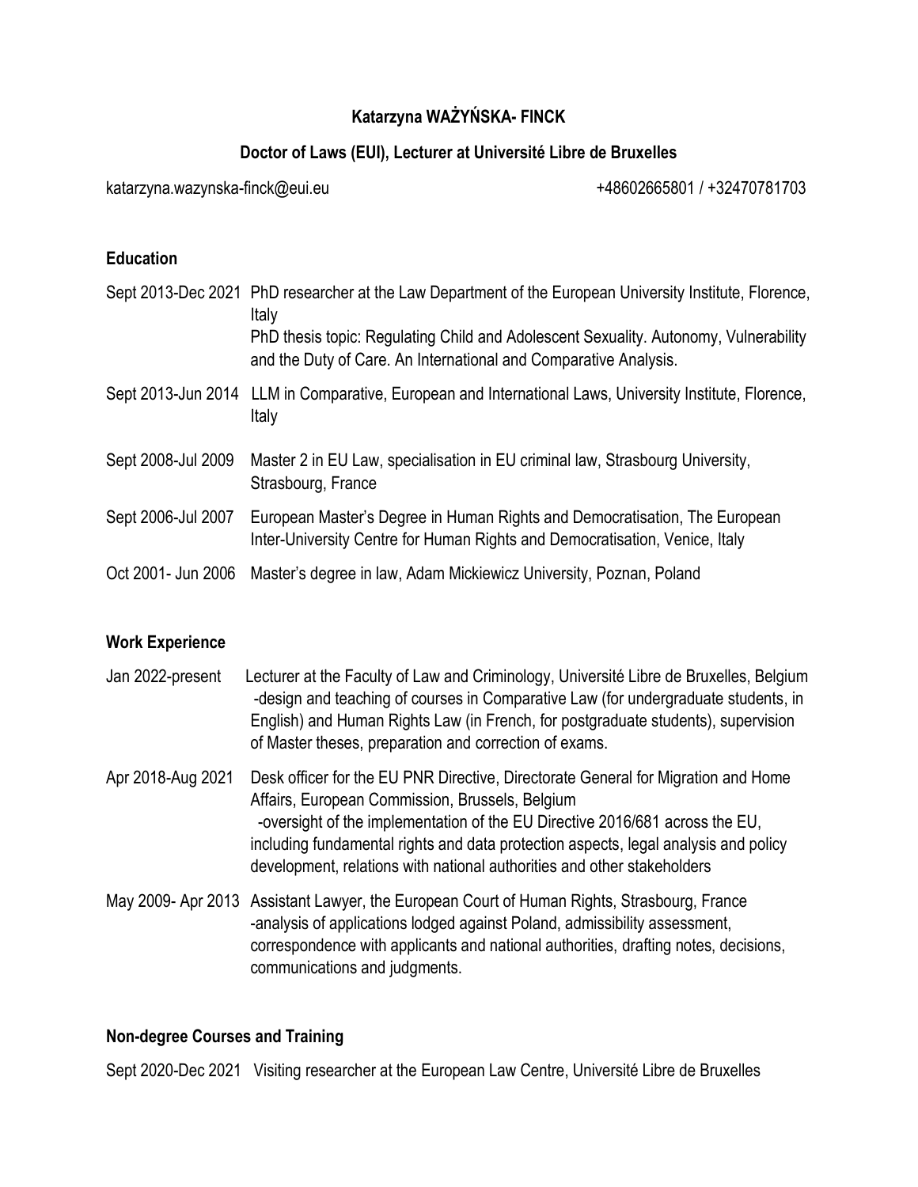**Katarzyna WAŻYŃSKA- FINCK**

**Doctor of Laws (EUI), Lecturer at Université Libre de Bruxelles**

katarzyna.wazynska-finck@eui.eu +48602665801 / +32470781703

## Education

| | |
|---|---|
| Sept 2013-Dec 2021 | PhD researcher at the Law Department of the European University Institute, Florence, Italy<br>PhD thesis topic: Regulating Child and Adolescent Sexuality. Autonomy, Vulnerability and the Duty of Care. An International and Comparative Analysis. |
| Sept 2013-Jun 2014 | LLM in Comparative, European and International Laws, University Institute, Florence, Italy |
| Sept 2008-Jul 2009 | Master 2 in EU Law, specialisation in EU criminal law, Strasbourg University, Strasbourg, France |
| Sept 2006-Jul 2007 | European Master's Degree in Human Rights and Democratisation, The European Inter-University Centre for Human Rights and Democratisation, Venice, Italy |
| Oct 2001- Jun 2006 | Master's degree in law, Adam Mickiewicz University, Poznan, Poland |

## Work Experience

| | |
|---|---|
| Jan 2022-present | Lecturer at the Faculty of Law and Criminology, Université Libre de Bruxelles, Belgium<br>-design and teaching of courses in Comparative Law (for undergraduate students, in English) and Human Rights Law (in French, for postgraduate students), supervision of Master theses, preparation and correction of exams. |
| Apr 2018-Aug 2021 | Desk officer for the EU PNR Directive, Directorate General for Migration and Home Affairs, European Commission, Brussels, Belgium<br>-oversight of the implementation of the EU Directive 2016/681 across the EU, including fundamental rights and data protection aspects, legal analysis and policy development, relations with national authorities and other stakeholders |
| May 2009- Apr 2013 | Assistant Lawyer, the European Court of Human Rights, Strasbourg, France<br>-analysis of applications lodged against Poland, admissibility assessment, correspondence with applicants and national authorities, drafting notes, decisions, communications and judgments. |

## Non-degree Courses and Training

Sept 2020-Dec 2021 Visiting researcher at the European Law Centre, Université Libre de Bruxelles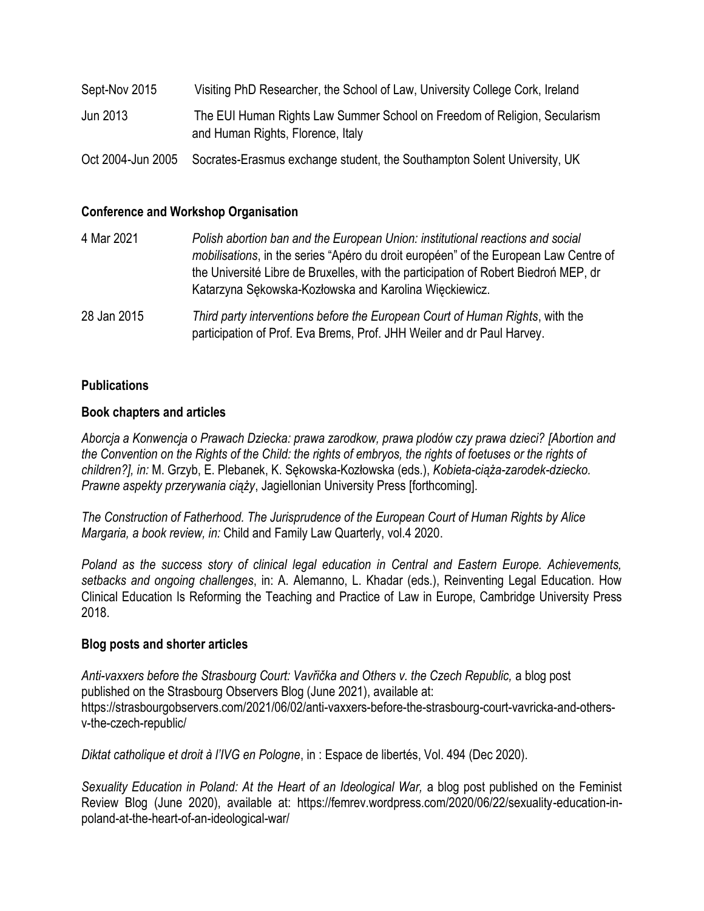| | |
|---|---|
| Sept-Nov 2015 | Visiting PhD Researcher, the School of Law, University College Cork, Ireland |
| Jun 2013 | The EUI Human Rights Law Summer School on Freedom of Religion, Secularism and Human Rights, Florence, Italy |
| Oct 2004-Jun 2005 | Socrates-Erasmus exchange student, the Southampton Solent University, UK |

**Conference and Workshop Organisation**

| | |
|---|---|
| 4 Mar 2021 | *Polish abortion ban and the European Union: institutional reactions and social mobilisations*, in the series "Apéro du droit européen" of the European Law Centre of the Université Libre de Bruxelles, with the participation of Robert Biedroń MEP, dr Katarzyna Sękowska-Kozłowska and Karolina Więckiewicz. |
| 28 Jan 2015 | *Third party interventions before the European Court of Human Rights*, with the participation of Prof. Eva Brems, Prof. JHH Weiler and dr Paul Harvey. |

**Publications**

**Book chapters and articles**

*Aborcja a Konwencja o Prawach Dziecka: prawa zarodkow, prawa plodów czy prawa dzieci? [Abortion and the Convention on the Rights of the Child: the rights of embryos, the rights of foetuses or the rights of children?], in:* M. Grzyb, E. Plebanek, K. Sękowska-Kozłowska (eds.), *Kobieta-ciąża-zarodek-dziecko. Prawne aspekty przerywania ciąży*, Jagiellonian University Press [forthcoming].

*The Construction of Fatherhood. The Jurisprudence of the European Court of Human Rights by Alice Margaria, a book review, in:* Child and Family Law Quarterly, vol.4 2020.

*Poland as the success story of clinical legal education in Central and Eastern Europe. Achievements, setbacks and ongoing challenges*, in: A. Alemanno, L. Khadar (eds.), Reinventing Legal Education. How Clinical Education Is Reforming the Teaching and Practice of Law in Europe, Cambridge University Press 2018.

**Blog posts and shorter articles**

*Anti-vaxxers before the Strasbourg Court: Vavřička and Others v. the Czech Republic,* a blog post published on the Strasbourg Observers Blog (June 2021), available at: https://strasbourgobservers.com/2021/06/02/anti-vaxxers-before-the-strasbourg-court-vavricka-and-others-v-the-czech-republic/

*Diktat catholique et droit à l'IVG en Pologne*, in : Espace de libertés, Vol. 494 (Dec 2020).

*Sexuality Education in Poland: At the Heart of an Ideological War,* a blog post published on the Feminist Review Blog (June 2020), available at: https://femrev.wordpress.com/2020/06/22/sexuality-education-in-poland-at-the-heart-of-an-ideological-war/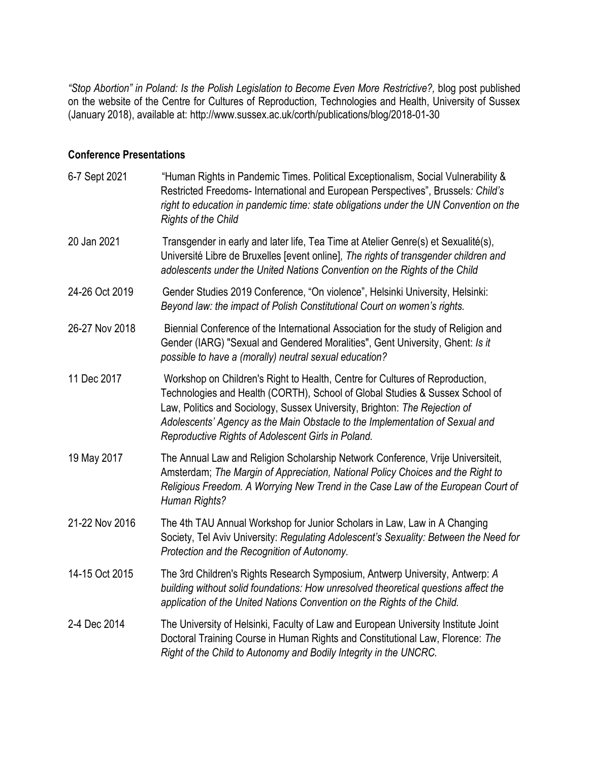*"Stop Abortion" in Poland: Is the Polish Legislation to Become Even More Restrictive?,* blog post published on the website of the Centre for Cultures of Reproduction, Technologies and Health, University of Sussex (January 2018), available at: http://www.sussex.ac.uk/corth/publications/blog/2018-01-30

**Conference Presentations**

| | |
|---|---|
| 6-7 Sept 2021 | "Human Rights in Pandemic Times. Political Exceptionalism, Social Vulnerability & Restricted Freedoms- International and European Perspectives", Brussels*: Child's right to education in pandemic time: state obligations under the UN Convention on the Rights of the Child* |
| 20 Jan 2021 | Transgender in early and later life, Tea Time at Atelier Genre(s) et Sexualité(s), Université Libre de Bruxelles [event online]*, The rights of transgender children and adolescents under the United Nations Convention on the Rights of the Child* |
| 24-26 Oct 2019 | Gender Studies 2019 Conference, "On violence", Helsinki University, Helsinki: *Beyond law: the impact of Polish Constitutional Court on women's rights.* |
| 26-27 Nov 2018 | Biennial Conference of the International Association for the study of Religion and Gender (IARG) "Sexual and Gendered Moralities", Gent University, Ghent: *Is it possible to have a (morally) neutral sexual education?* |
| 11 Dec 2017 | Workshop on Children's Right to Health, Centre for Cultures of Reproduction, Technologies and Health (CORTH), School of Global Studies & Sussex School of Law, Politics and Sociology, Sussex University, Brighton: *The Rejection of Adolescents' Agency as the Main Obstacle to the Implementation of Sexual and Reproductive Rights of Adolescent Girls in Poland.* |
| 19 May 2017 | The Annual Law and Religion Scholarship Network Conference, Vrije Universiteit, Amsterdam; *The Margin of Appreciation, National Policy Choices and the Right to Religious Freedom. A Worrying New Trend in the Case Law of the European Court of Human Rights?* |
| 21-22 Nov 2016 | The 4th TAU Annual Workshop for Junior Scholars in Law, Law in A Changing Society, Tel Aviv University: *Regulating Adolescent's Sexuality: Between the Need for Protection and the Recognition of Autonomy.* |
| 14-15 Oct 2015 | The 3rd Children's Rights Research Symposium, Antwerp University, Antwerp: *A building without solid foundations: How unresolved theoretical questions affect the application of the United Nations Convention on the Rights of the Child.* |
| 2-4 Dec 2014 | The University of Helsinki, Faculty of Law and European University Institute Joint Doctoral Training Course in Human Rights and Constitutional Law, Florence: *The Right of the Child to Autonomy and Bodily Integrity in the UNCRC.* |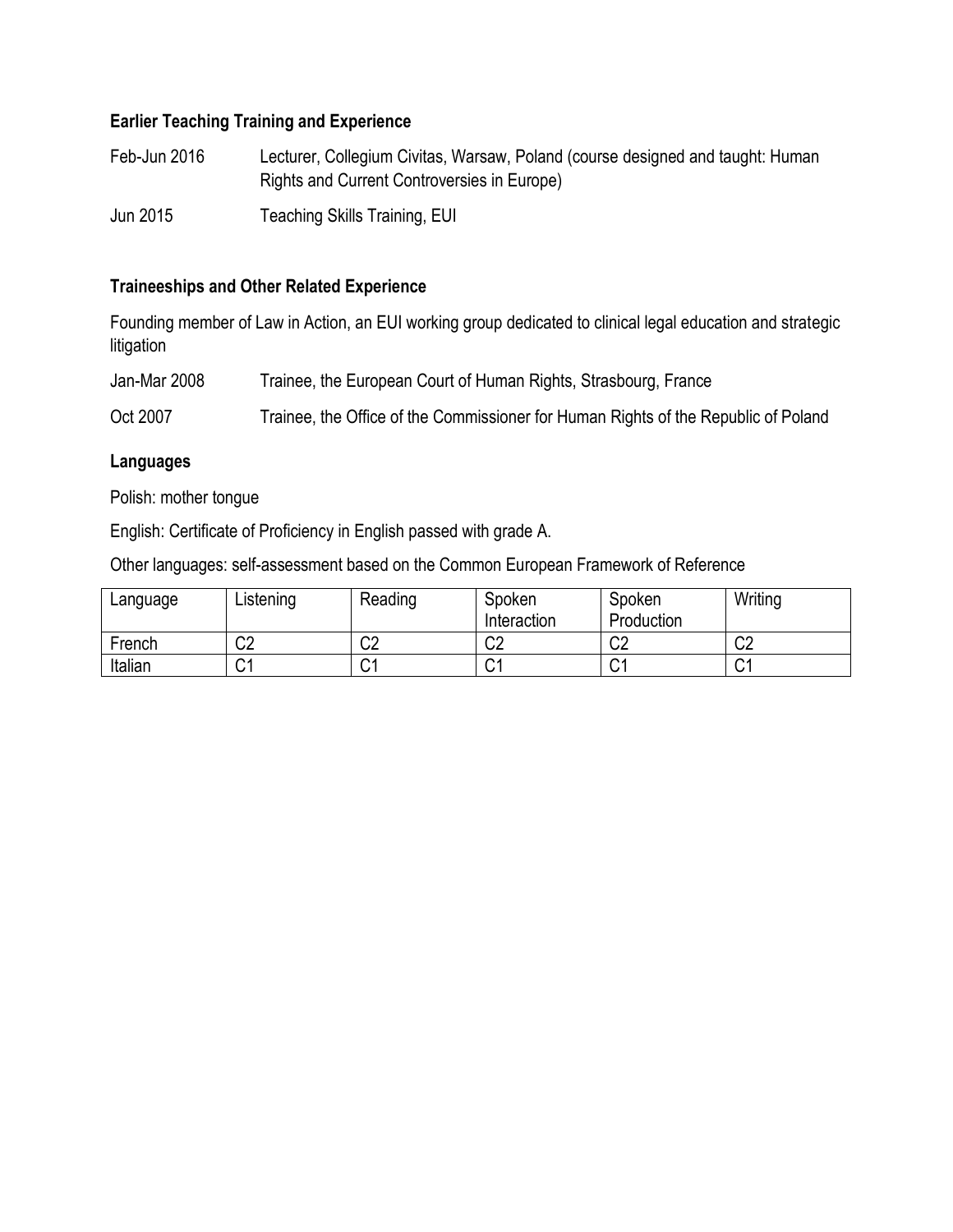### Earlier Teaching Training and Experience

Feb-Jun 2016 Lecturer, Collegium Civitas, Warsaw, Poland (course designed and taught: Human Rights and Current Controversies in Europe)

Jun 2015 Teaching Skills Training, EUI

### Traineeships and Other Related Experience

Founding member of Law in Action, an EUI working group dedicated to clinical legal education and strategic litigation

Jan-Mar 2008 Trainee, the European Court of Human Rights, Strasbourg, France

Oct 2007 Trainee, the Office of the Commissioner for Human Rights of the Republic of Poland

### Languages

Polish: mother tongue

English: Certificate of Proficiency in English passed with grade A.

Other languages: self-assessment based on the Common European Framework of Reference

| Language | Listening | Reading | Spoken Interaction | Spoken Production | Writing |
|---|---|---|---|---|---|
| French | C2 | C2 | C2 | C2 | C2 |
| Italian | C1 | C1 | C1 | C1 | C1 |